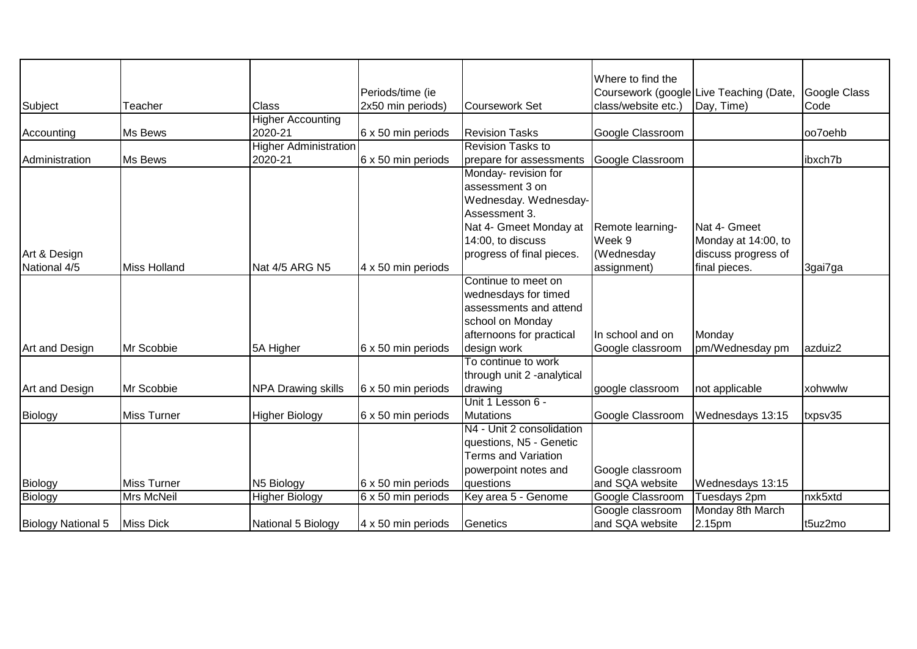| Subject | Teacher | Class | Periods/time (ie 2x50 min periods) | Coursework Set | Where to find the Coursework (google class/website etc.) | Live Teaching (Date, Day, Time) | Google Class Code |
|---|---|---|---|---|---|---|---|
| Accounting | Ms Bews | Higher Accounting 2020-21 | 6 x 50 min periods | Revision Tasks | Google Classroom | | oo7oehb |
| Administration | Ms Bews | Higher Administration 2020-21 | 6 x 50 min periods | Revision Tasks to prepare for assessments | Google Classroom | | ibxch7b |
| Art & Design National 4/5 | Miss Holland | Nat 4/5 ARG N5 | 4 x 50 min periods | Monday- revision for assessment 3 on Wednesday. Wednesday- Assessment 3. Nat 4- Gmeet Monday at 14:00, to discuss progress of final pieces. | Remote learning- Week 9 (Wednesday assignment) | Nat 4- Gmeet Monday at 14:00, to discuss progress of final pieces. | 3gai7ga |
| Art and Design | Mr Scobbie | 5A Higher | 6 x 50 min periods | Continue to meet on wednesdays for timed assessments and attend school on Monday afternoons for practical design work | In school and on Google classroom | Monday pm/Wednesday pm | azduiz2 |
| Art and Design | Mr Scobbie | NPA Drawing skills | 6 x 50 min periods | To continue to work through unit 2 -analytical drawing | google classroom | not applicable | xohwwlw |
| Biology | Miss Turner | Higher Biology | 6 x 50 min periods | Unit 1 Lesson 6 - Mutations | Google Classroom | Wednesdays 13:15 | txpsv35 |
| Biology | Miss Turner | N5 Biology | 6 x 50 min periods | N4 - Unit 2 consolidation questions, N5 - Genetic Terms and Variation powerpoint notes and questions | Google classroom and SQA website | Wednesdays 13:15 | |
| Biology | Mrs McNeil | Higher Biology | 6 x 50 min periods | Key area 5 - Genome | Google Classroom | Tuesdays 2pm | nxk5xtd |
| Biology National 5 | Miss Dick | National 5 Biology | 4 x 50 min periods | Genetics | Google classroom and SQA website | Monday 8th March 2.15pm | t5uz2mo |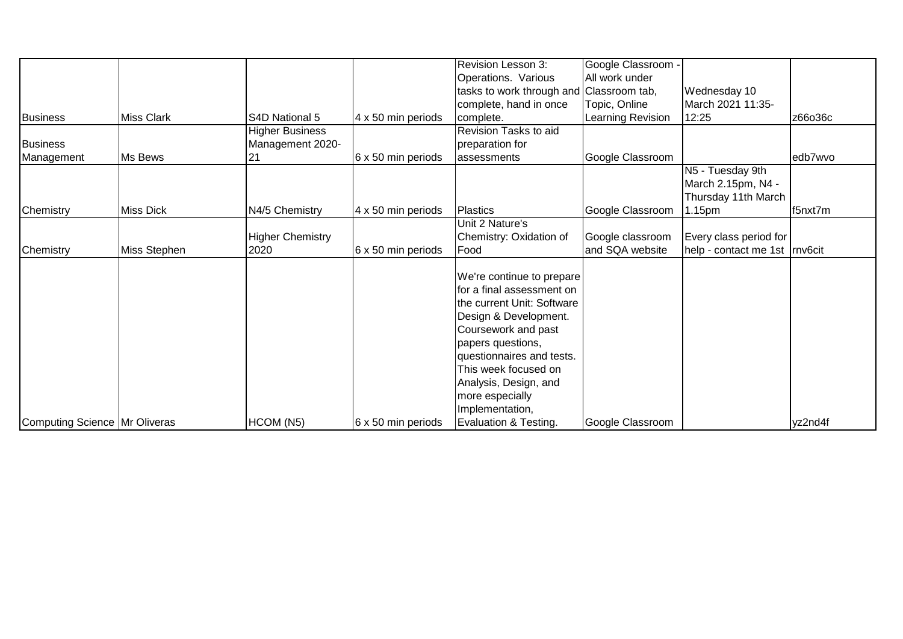| Business | Miss Clark | S4D National 5 | 4 x 50 min periods | Revision Lesson 3: Operations. Various tasks to work through and complete, hand in once complete. | Google Classroom - All work under Classroom tab, Topic, Online Learning Revision | Wednesday 10 March 2021 11:35-12:25 | z66o36c |
|---|---|---|---|---|---|---|---|
| Business Management | Ms Bews | Higher Business Management 2020-21 | 6 x 50 min periods | Revision Tasks to aid preparation for assessments | Google Classroom | | edb7wvo |
| Chemistry | Miss Dick | N4/5 Chemistry | 4 x 50 min periods | Plastics | Google Classroom | N5 - Tuesday 9th March 2.15pm, N4 - Thursday 11th March 1.15pm | f5nxt7m |
| Chemistry | Miss Stephen | Higher Chemistry 2020 | 6 x 50 min periods | Unit 2 Nature's Chemistry: Oxidation of Food | Google classroom and SQA website | Every class period for help - contact me 1st | rnv6cit |
| Computing Science | Mr Oliveras | HCOM (N5) | 6 x 50 min periods | We're continue to prepare for a final assessment on the current Unit: Software Design & Development. Coursework and past papers questions, questionnaires and tests. This week focused on Analysis, Design, and more especially Implementation, Evaluation & Testing. | Google Classroom | | yz2nd4f |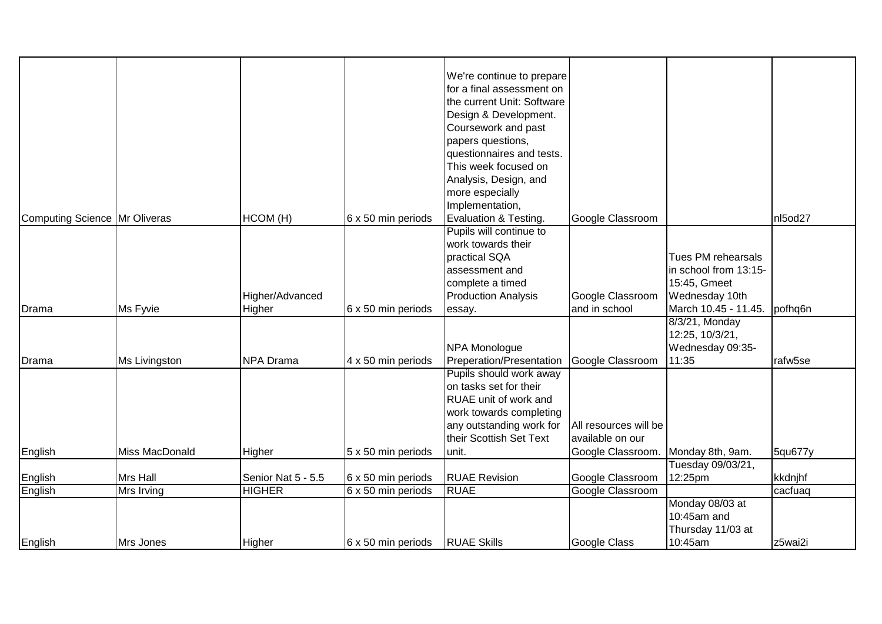| | | | | | | | |
|---|---|---|---|---|---|---|---|
| Computing Science | Mr Oliveras | HCOM (H) | 6 x 50 min periods | We're continue to prepare for a final assessment on the current Unit: Software Design & Development. Coursework and past papers questions, questionnaires and tests. This week focused on Analysis, Design, and more especially Implementation, Evaluation & Testing. | Google Classroom | | nl5od27 |
| Drama | Ms Fyvie | Higher/Advanced Higher | 6 x 50 min periods | Pupils will continue to work towards their practical SQA assessment and complete a timed Production Analysis essay. | Google Classroom and in school | Tues PM rehearsals in school from 13:15-15:45, Gmeet Wednesday 10th March 10.45 - 11.45. | pofhq6n |
| Drama | Ms Livingston | NPA Drama | 4 x 50 min periods | NPA Monologue Preperation/Presentation | Google Classroom | 8/3/21, Monday 12:25, 10/3/21, Wednesday 09:35-11:35 | rafw5se |
| English | Miss MacDonald | Higher | 5 x 50 min periods | Pupils should work away on tasks set for their RUAE unit of work and work towards completing any outstanding work for their Scottish Set Text unit. | All resources will be available on our Google Classroom. | Monday 8th, 9am. | 5qu677y |
| English | Mrs Hall | Senior Nat 5 - 5.5 | 6 x 50 min periods | RUAE Revision | Google Classroom | Tuesday 09/03/21, 12:25pm | kkdnjhf |
| English | Mrs Irving | HIGHER | 6 x 50 min periods | RUAE | Google Classroom | | cacfuaq |
| English | Mrs Jones | Higher | 6 x 50 min periods | RUAE Skills | Google Class | Monday 08/03 at 10:45am and Thursday 11/03 at 10:45am | z5wai2i |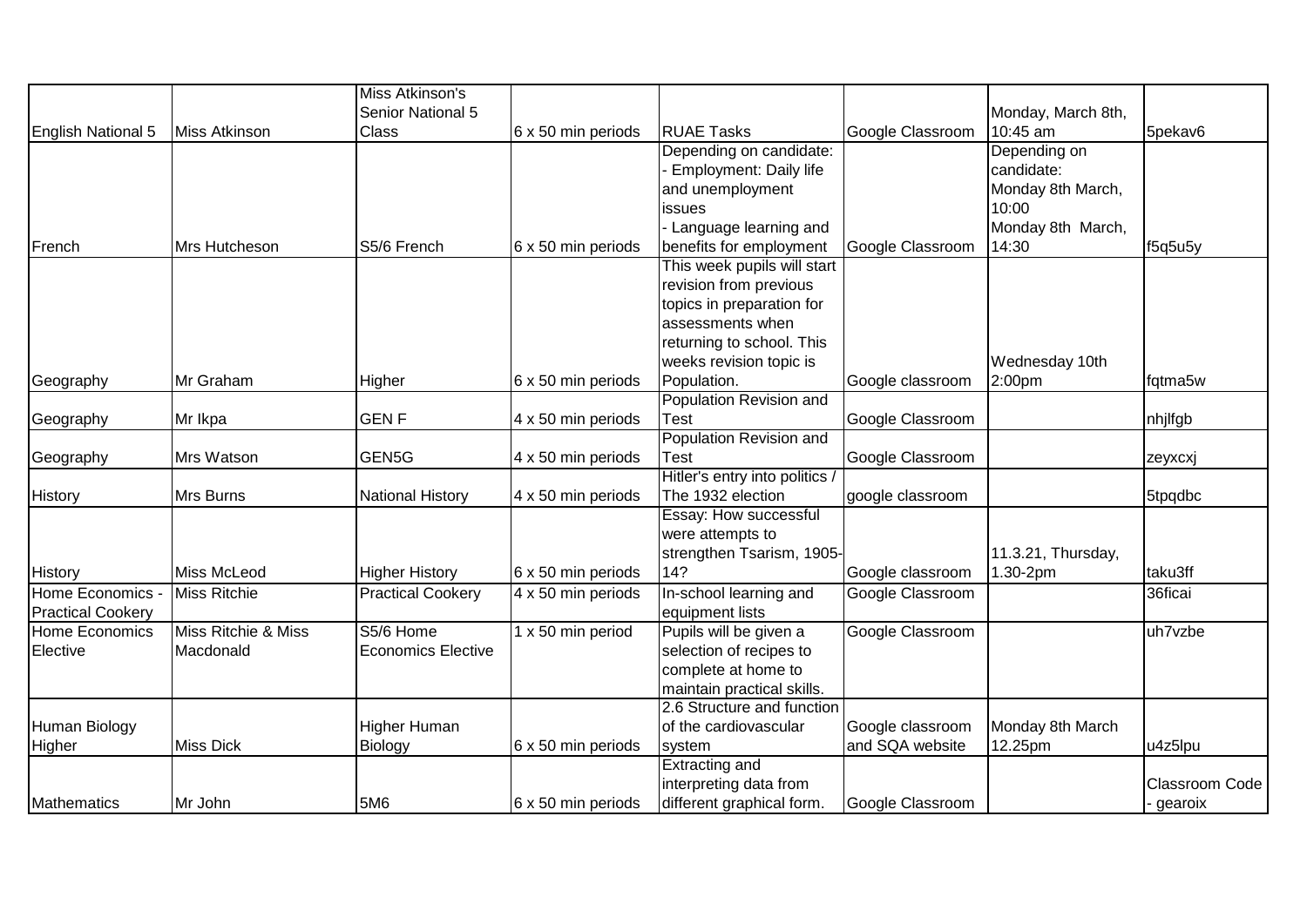| | | | | | | | |
|---|---|---|---|---|---|---|---|
| English National 5 | Miss Atkinson | Miss Atkinson's Senior National 5 Class | 6 x 50 min periods | RUAE Tasks | Google Classroom | Monday, March 8th, 10:45 am | 5pekav6 |
| French | Mrs Hutcheson | S5/6 French | 6 x 50 min periods | Depending on candidate:<br>- Employment: Daily life and unemployment issues<br>- Language learning and benefits for employment | Google Classroom | Depending on candidate:<br>Monday 8th March, 10:00<br>Monday 8th March, 14:30 | f5q5u5y |
| Geography | Mr Graham | Higher | 6 x 50 min periods | This week pupils will start revision from previous topics in preparation for assessments when returning to school. This weeks revision topic is Population. | Google classroom | Wednesday 10th 2:00pm | fqtma5w |
| Geography | Mr Ikpa | GEN F | 4 x 50 min periods | Population Revision and Test | Google Classroom | | nhjlfgb |
| Geography | Mrs Watson | GEN5G | 4 x 50 min periods | Population Revision and Test | Google Classroom | | zeyxcxj |
| History | Mrs Burns | National History | 4 x 50 min periods | Hitler's entry into politics / The 1932 election | google classroom | | 5tpqdbc |
| History | Miss McLeod | Higher History | 6 x 50 min periods | Essay: How successful were attempts to strengthen Tsarism, 1905-14? | Google classroom | 11.3.21, Thursday, 1.30-2pm | taku3ff |
| Home Economics - Practical Cookery | Miss Ritchie | Practical Cookery | 4 x 50 min periods | In-school learning and equipment lists | Google Classroom | | 36ficai |
| Home Economics Elective | Miss Ritchie & Miss Macdonald | S5/6 Home Economics Elective | 1 x 50 min period | Pupils will be given a selection of recipes to complete at home to maintain practical skills. | Google Classroom | | uh7vzbe |
| Human Biology Higher | Miss Dick | Higher Human Biology | 6 x 50 min periods | 2.6 Structure and function of the cardiovascular system | Google classroom and SQA website | Monday 8th March 12.25pm | u4z5lpu |
| Mathematics | Mr John | 5M6 | 6 x 50 min periods | Extracting and interpreting data from different graphical form. | Google Classroom | | Classroom Code - gearoix |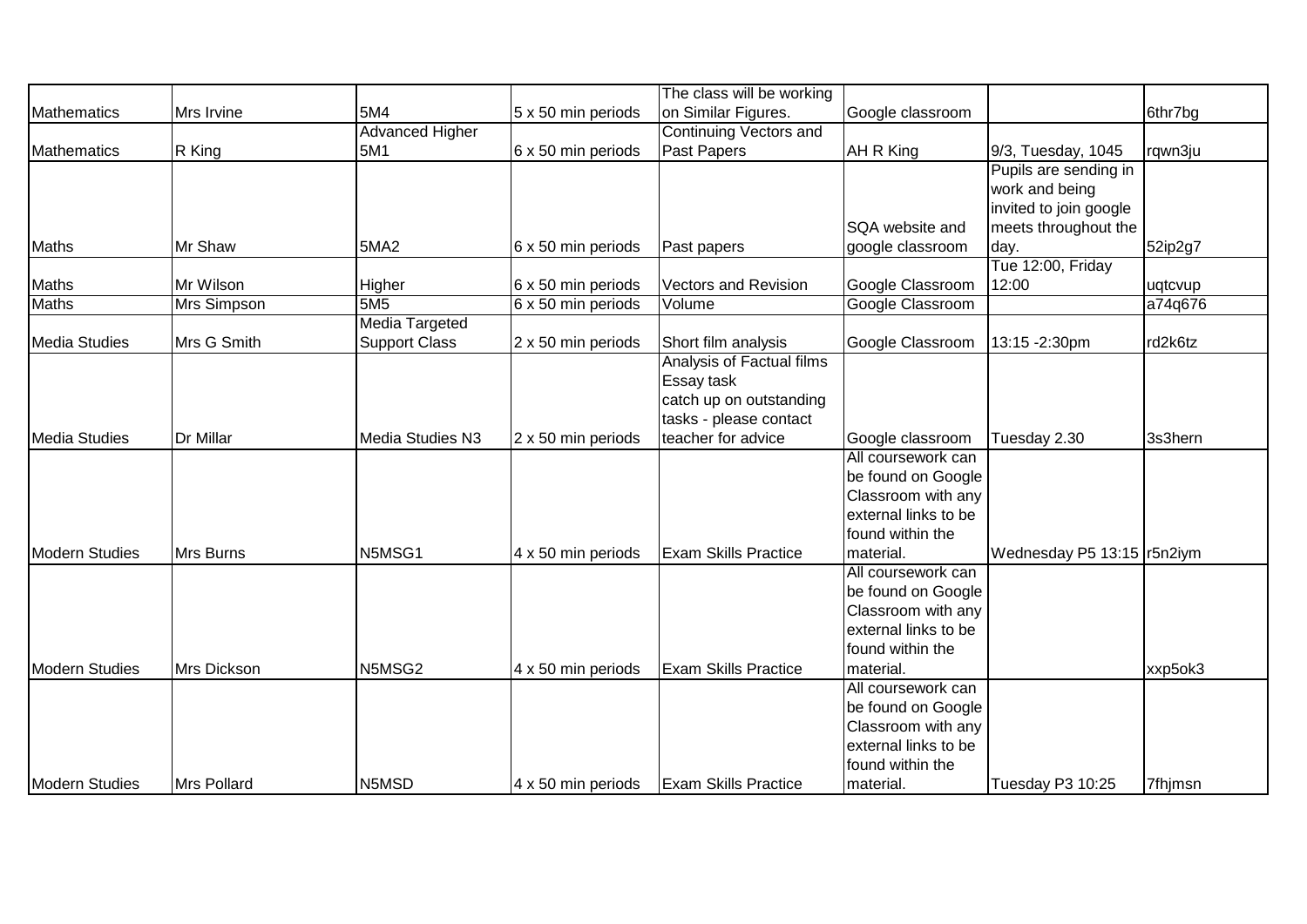| | | | | | | | |
|---|---|---|---|---|---|---|---|
| Mathematics | Mrs Irvine | 5M4 | 5 x 50 min periods | The class will be working on Similar Figures. | Google classroom | | 6thr7bg |
| Mathematics | R King | Advanced Higher 5M1 | 6 x 50 min periods | Continuing Vectors and Past Papers | AH R King | 9/3, Tuesday, 1045 | rqwn3ju |
| Maths | Mr Shaw | 5MA2 | 6 x 50 min periods | Past papers | SQA website and google classroom | Pupils are sending in work and being invited to join google meets throughout the day. | 52ip2g7 |
| Maths | Mr Wilson | Higher | 6 x 50 min periods | Vectors and Revision | Google Classroom | Tue 12:00, Friday 12:00 | uqtcvup |
| Maths | Mrs Simpson | 5M5 | 6 x 50 min periods | Volume | Google Classroom | | a74q676 |
| Media Studies | Mrs G Smith | Media Targeted Support Class | 2 x 50 min periods | Short film analysis | Google Classroom | 13:15 -2:30pm | rd2k6tz |
| Media Studies | Dr Millar | Media Studies N3 | 2 x 50 min periods | Analysis of Factual films Essay task catch up on outstanding tasks - please contact teacher for advice | Google classroom | Tuesday 2.30 | 3s3hern |
| Modern Studies | Mrs Burns | N5MSG1 | 4 x 50 min periods | Exam Skills Practice | All coursework can be found on Google Classroom with any external links to be found within the material. | Wednesday P5 13:15 | r5n2iym |
| Modern Studies | Mrs Dickson | N5MSG2 | 4 x 50 min periods | Exam Skills Practice | All coursework can be found on Google Classroom with any external links to be found within the material. | | xxp5ok3 |
| Modern Studies | Mrs Pollard | N5MSD | 4 x 50 min periods | Exam Skills Practice | All coursework can be found on Google Classroom with any external links to be found within the material. | Tuesday P3 10:25 | 7fhjmsn |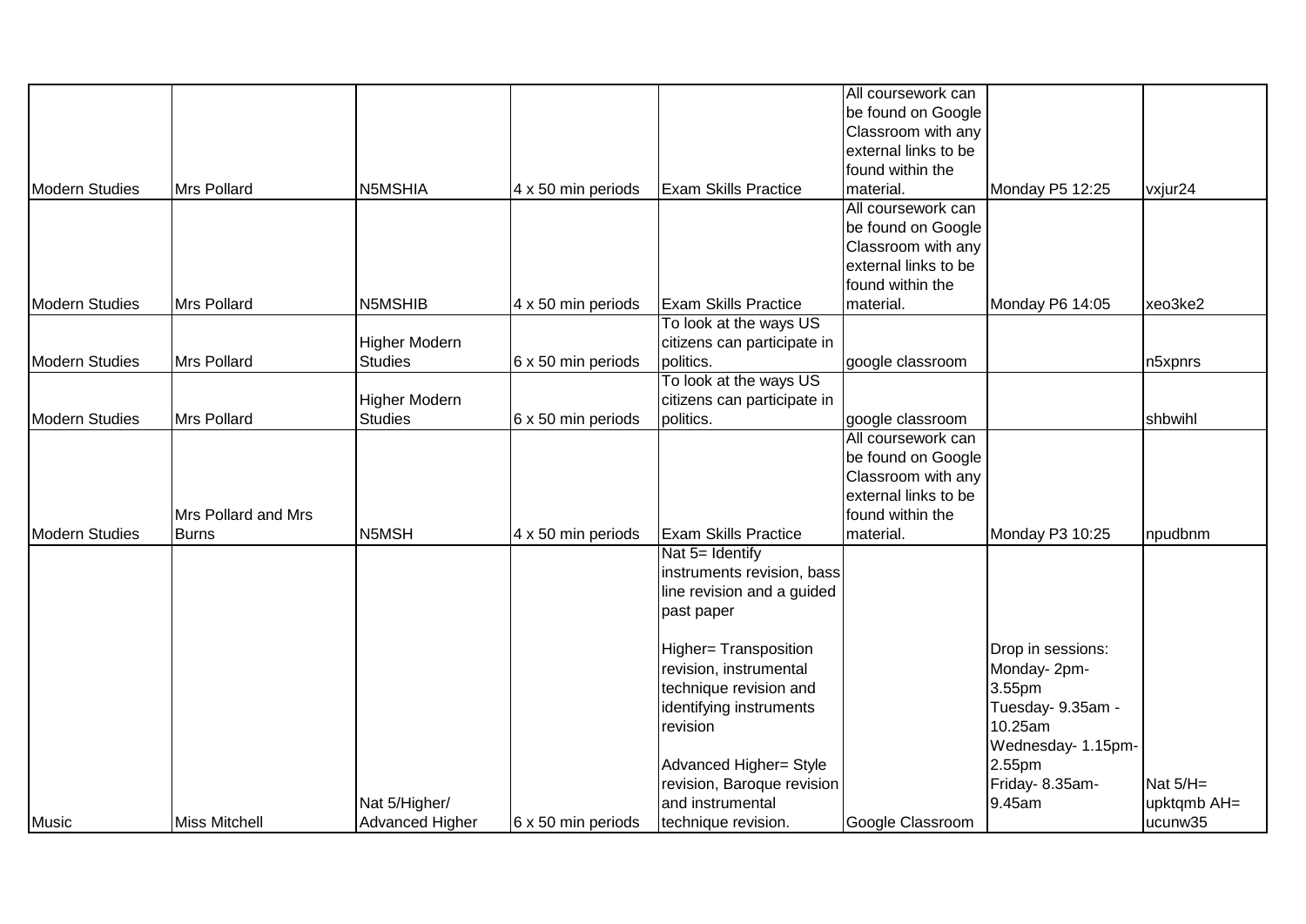| | | | | | | | |
|---|---|---|---|---|---|---|---|
| Modern Studies | Mrs Pollard | N5MSHIA | 4 x 50 min periods | Exam Skills Practice | All coursework can be found on Google Classroom with any external links to be found within the material. | Monday P5 12:25 | vxjur24 |
| Modern Studies | Mrs Pollard | N5MSHIB | 4 x 50 min periods | Exam Skills Practice | All coursework can be found on Google Classroom with any external links to be found within the material. | Monday P6 14:05 | xeo3ke2 |
| Modern Studies | Mrs Pollard | Higher Modern Studies | 6 x 50 min periods | To look at the ways US citizens can participate in politics. | google classroom | | n5xpnrs |
| Modern Studies | Mrs Pollard | Higher Modern Studies | 6 x 50 min periods | To look at the ways US citizens can participate in politics. | google classroom | | shbwihl |
| Modern Studies | Mrs Pollard and Mrs Burns | N5MSH | 4 x 50 min periods | Exam Skills Practice | All coursework can be found on Google Classroom with any external links to be found within the material. | Monday P3 10:25 | npudbnm |
| Music | Miss Mitchell | Nat 5/Higher/ Advanced Higher | 6 x 50 min periods | Nat 5= Identify instruments revision, bass line revision and a guided past paper<br><br>Higher= Transposition revision, instrumental technique revision and identifying instruments revision<br><br>Advanced Higher= Style revision, Baroque revision and instrumental technique revision. | Google Classroom | Drop in sessions: Monday- 2pm-3.55pm Tuesday- 9.35am - 10.25am Wednesday- 1.15pm-2.55pm Friday- 8.35am-9.45am | Nat 5/H= upktqmb AH= ucunw35 |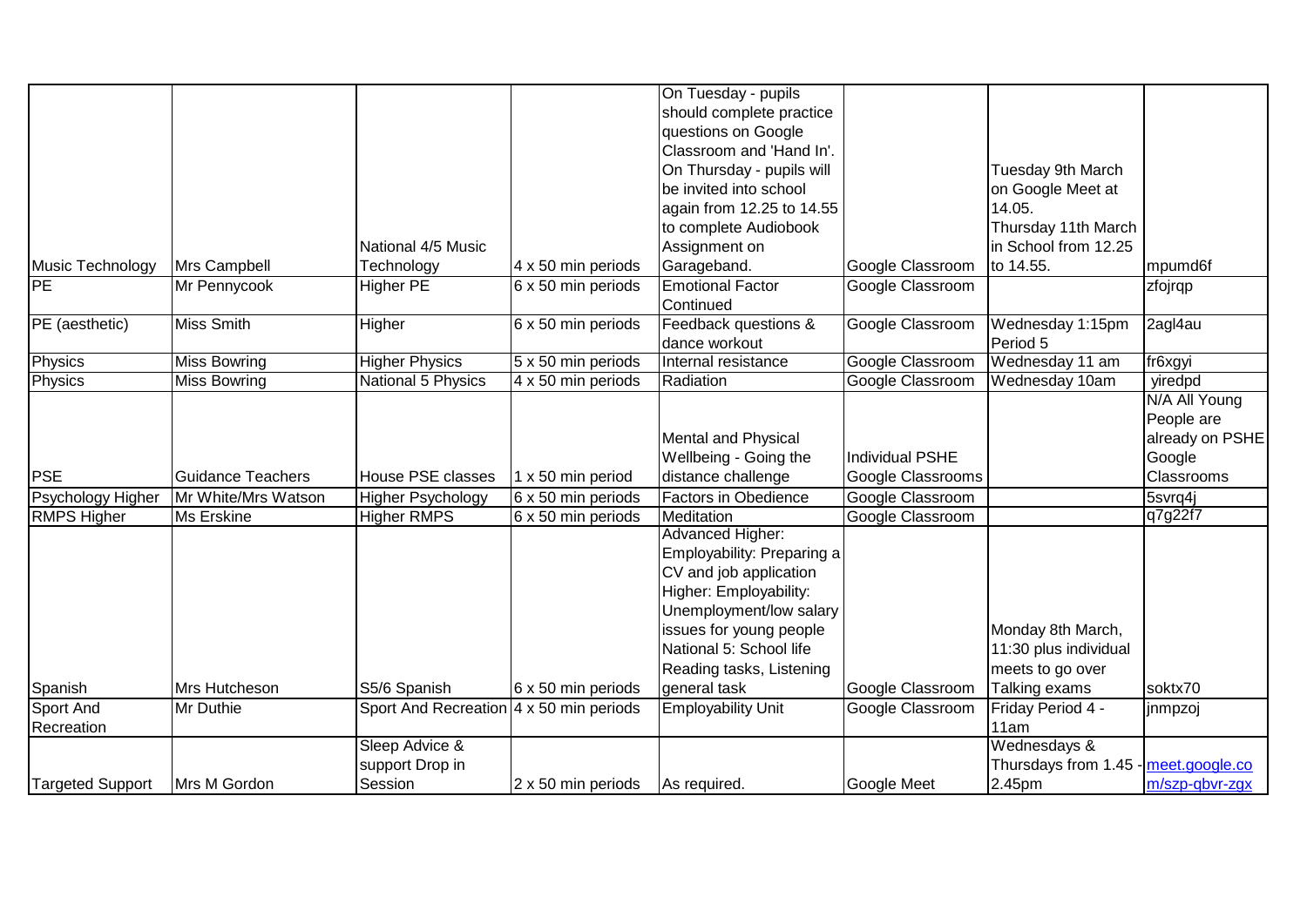| Music Technology | Mrs Campbell | National 4/5 Music Technology | 4 x 50 min periods | On Tuesday - pupils should complete practice questions on Google Classroom and 'Hand In'. On Thursday - pupils will be invited into school again from 12.25 to 14.55 to complete Audiobook Assignment on Garageband. | Google Classroom | Tuesday 9th March on Google Meet at 14.05. Thursday 11th March in School from 12.25 to 14.55. | mpumd6f |
|---|---|---|---|---|---|---|---|
| PE | Mr Pennycook | Higher PE | 6 x 50 min periods | Emotional Factor Continued | Google Classroom | | zfojrqp |
| PE (aesthetic) | Miss Smith | Higher | 6 x 50 min periods | Feedback questions & dance workout | Google Classroom | Wednesday 1:15pm Period 5 | 2agl4au |
| Physics | Miss Bowring | Higher Physics | 5 x 50 min periods | Internal resistance | Google Classroom | Wednesday 11 am | fr6xgyi |
| Physics | Miss Bowring | National 5 Physics | 4 x 50 min periods | Radiation | Google Classroom | Wednesday 10am | yiredpd |
| PSE | Guidance Teachers | House PSE classes | 1 x 50 min period | Mental and Physical Wellbeing - Going the distance challenge | Individual PSHE Google Classrooms | | N/A All Young People are already on PSHE Google Classrooms |
| Psychology Higher | Mr White/Mrs Watson | Higher Psychology | 6 x 50 min periods | Factors in Obedience | Google Classroom | | 5svrq4j |
| RMPS Higher | Ms Erskine | Higher RMPS | 6 x 50 min periods | Meditation | Google Classroom | | q7g22f7 |
| Spanish | Mrs Hutcheson | S5/6 Spanish | 6 x 50 min periods | Advanced Higher: Employability: Preparing a CV and job application Higher: Employability: Unemployment/low salary issues for young people National 5: School life Reading tasks, Listening general task | Google Classroom | Monday 8th March, 11:30 plus individual meets to go over Talking exams | soktx70 |
| Sport And Recreation | Mr Duthie | Sport And Recreation | 4 x 50 min periods | Employability Unit | Google Classroom | Friday Period 4 - 11am | jnmpzoj |
| Targeted Support | Mrs M Gordon | Sleep Advice & support Drop in Session | 2 x 50 min periods | As required. | Google Meet | Wednesdays & Thursdays from 1.45 - 2.45pm | meet.google.com/szp-qbvr-zgx |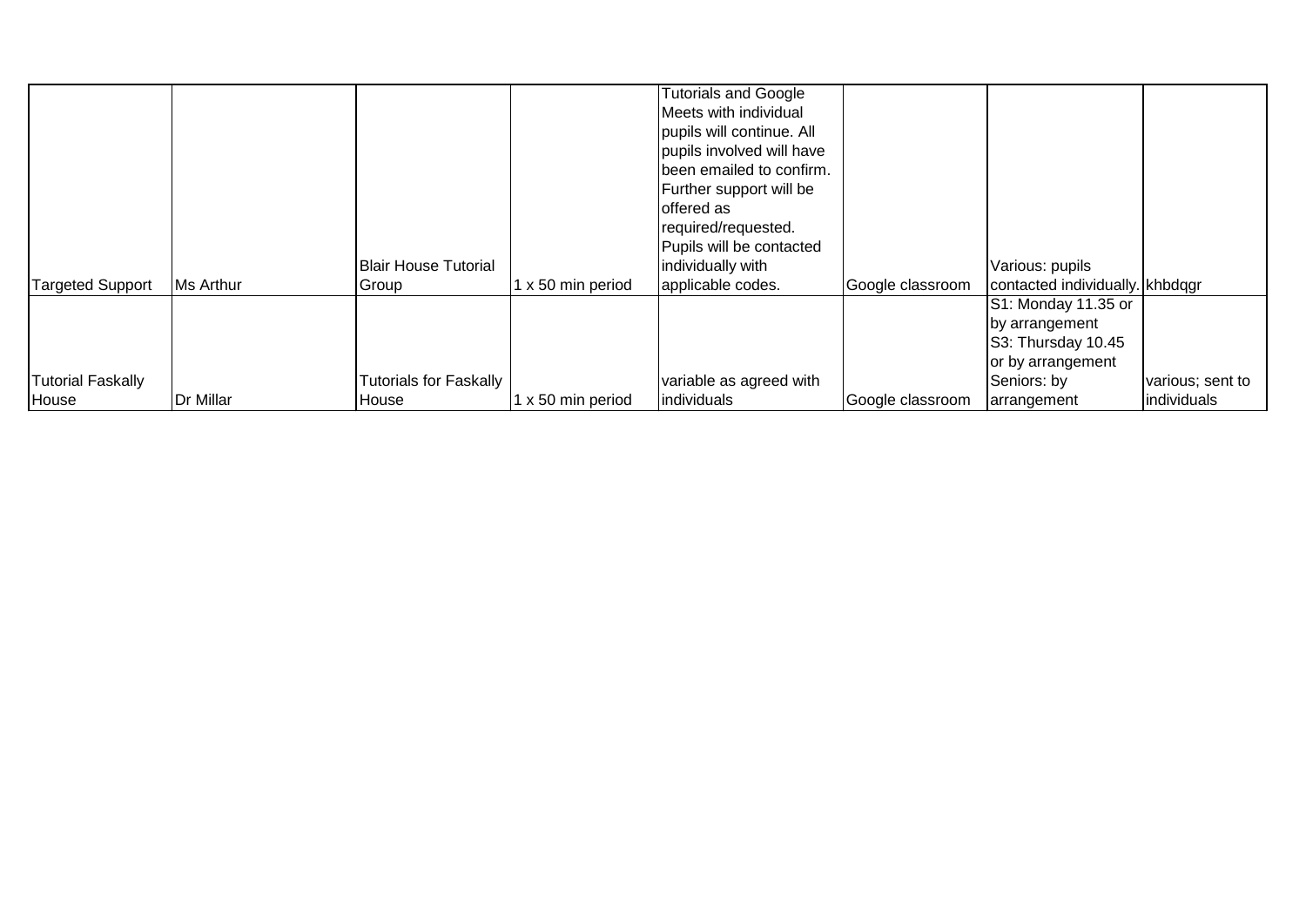| | | | | | | | |
|---|---|---|---|---|---|---|---|
| Targeted Support | Ms Arthur | Blair House Tutorial Group | 1 x 50 min period | Tutorials and Google Meets with individual pupils will continue. All pupils involved will have been emailed to confirm. Further support will be offered as required/requested. Pupils will be contacted individually with applicable codes. | Google classroom | Various: pupils contacted individually. | khbdqgr |
| Tutorial Faskally House | Dr Millar | Tutorials for Faskally House | 1 x 50 min period | variable as agreed with individuals | Google classroom | S1: Monday 11.35 or by arrangement S3: Thursday 10.45 or by arrangement Seniors: by arrangement | various; sent to individuals |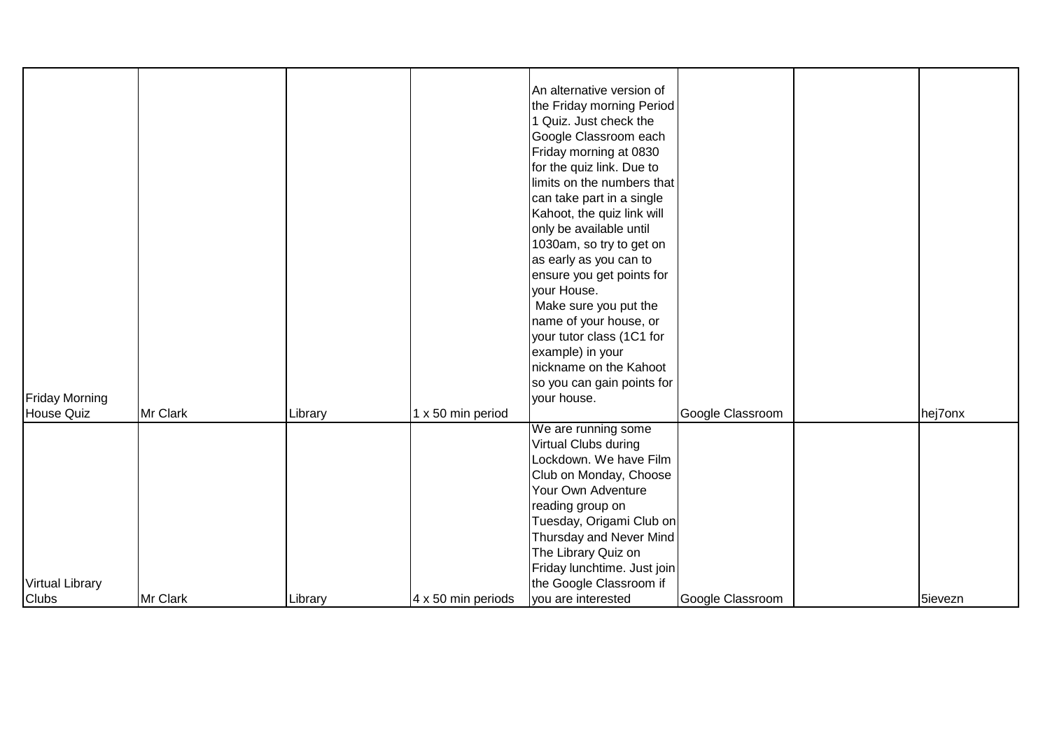| | | | | | | | |
|---|---|---|---|---|---|---|---|
| Friday Morning House Quiz | Mr Clark | Library | 1 x 50 min period | An alternative version of the Friday morning Period 1 Quiz. Just check the Google Classroom each Friday morning at 0830 for the quiz link. Due to limits on the numbers that can take part in a single Kahoot, the quiz link will only be available until 1030am, so try to get on as early as you can to ensure you get points for your House. Make sure you put the name of your house, or your tutor class (1C1 for example) in your nickname on the Kahoot so you can gain points for your house. | Google Classroom | | hej7onx |
| Virtual Library Clubs | Mr Clark | Library | 4 x 50 min periods | We are running some Virtual Clubs during Lockdown. We have Film Club on Monday, Choose Your Own Adventure reading group on Tuesday, Origami Club on Thursday and Never Mind The Library Quiz on Friday lunchtime. Just join the Google Classroom if you are interested | Google Classroom | | 5ievezn |